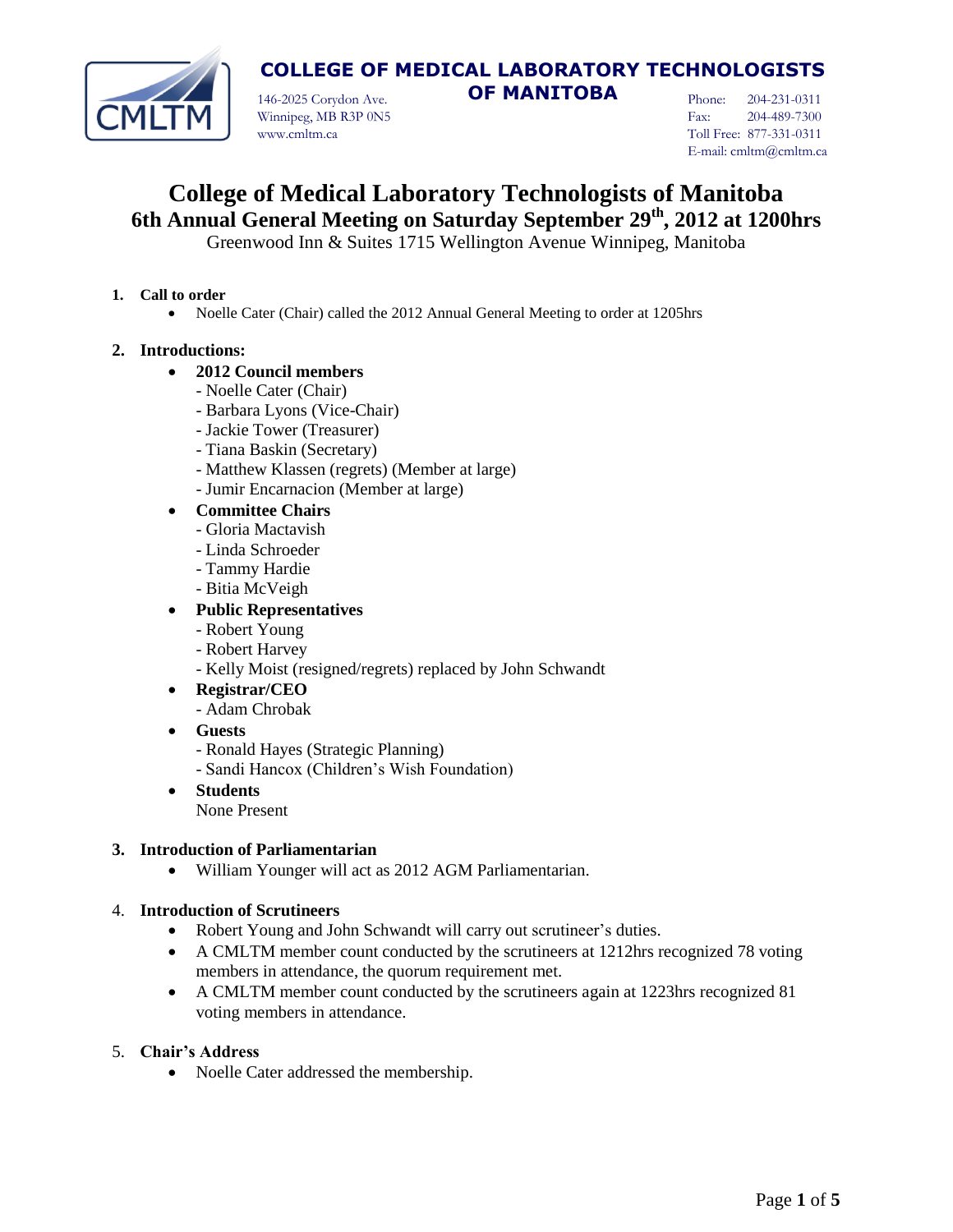# COLLEGE OF MEDICAL LABORATORY TECHNOLOGISTS OF MANITOBA

146-2025 Corydon Ave.
Winnipeg, MB R3P 0N5
www.cmltm.ca

Phone: 204-231-0311
Fax: 204-489-7300
Toll Free: 877-331-0311
E-mail: cmltm@cmltm.ca

# College of Medical Laboratory Technologists of Manitoba

## 6th Annual General Meeting on Saturday September 29th, 2012 at 1200hrs

Greenwood Inn & Suites 1715 Wellington Avenue Winnipeg, Manitoba

1. **Call to order**
   - Noelle Cater (Chair) called the 2012 Annual General Meeting to order at 1205hrs

2. **Introductions:**
   - **2012 Council members**
     - Noelle Cater (Chair)
     - Barbara Lyons (Vice-Chair)
     - Jackie Tower (Treasurer)
     - Tiana Baskin (Secretary)
     - Matthew Klassen (regrets) (Member at large)
     - Jumir Encarnacion (Member at large)
   - **Committee Chairs**
     - Gloria Mactavish
     - Linda Schroeder
     - Tammy Hardie
     - Bitia McVeigh
   - **Public Representatives**
     - Robert Young
     - Robert Harvey
     - Kelly Moist (resigned/regrets) replaced by John Schwandt
   - **Registrar/CEO**
     - Adam Chrobak
   - **Guests**
     - Ronald Hayes (Strategic Planning)
     - Sandi Hancox (Children's Wish Foundation)
   - **Students**

     None Present

3. **Introduction of Parliamentarian**
   - William Younger will act as 2012 AGM Parliamentarian.

4. **Introduction of Scrutineers**
   - Robert Young and John Schwandt will carry out scrutineer's duties.
   - A CMLTM member count conducted by the scrutineers at 1212hrs recognized 78 voting members in attendance, the quorum requirement met.
   - A CMLTM member count conducted by the scrutineers again at 1223hrs recognized 81 voting members in attendance.

5. **Chair's Address**
   - Noelle Cater addressed the membership.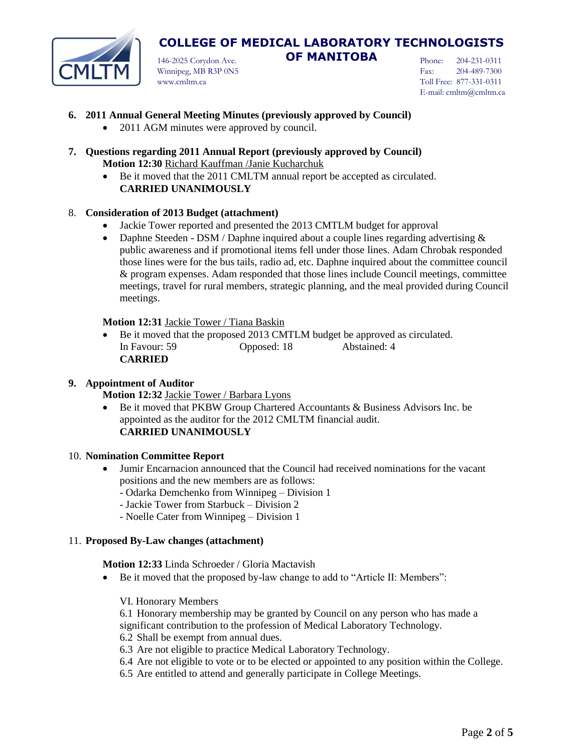**6. 2011 Annual General Meeting Minutes (previously approved by Council)**

- 2011 AGM minutes were approved by council.

**7. Questions regarding 2011 Annual Report (previously approved by Council)**

**Motion 12:30** Richard Kauffman /Janie Kucharchuk

- Be it moved that the 2011 CMLTM annual report be accepted as circulated.
  **CARRIED UNANIMOUSLY**

8. **Consideration of 2013 Budget (attachment)**

- Jackie Tower reported and presented the 2013 CMTLM budget for approval
- Daphne Steeden - DSM / Daphne inquired about a couple lines regarding advertising & public awareness and if promotional items fell under those lines. Adam Chrobak responded those lines were for the bus tails, radio ad, etc. Daphne inquired about the committee council & program expenses. Adam responded that those lines include Council meetings, committee meetings, travel for rural members, strategic planning, and the meal provided during Council meetings.

**Motion 12:31** Jackie Tower / Tiana Baskin

- Be it moved that the proposed 2013 CMTLM budget be approved as circulated.
  In Favour: 59 Opposed: 18 Abstained: 4
  **CARRIED**

**9. Appointment of Auditor**

**Motion 12:32** Jackie Tower / Barbara Lyons

- Be it moved that PKBW Group Chartered Accountants & Business Advisors Inc. be appointed as the auditor for the 2012 CMLTM financial audit.
  **CARRIED UNANIMOUSLY**

10. **Nomination Committee Report**

- Jumir Encarnacion announced that the Council had received nominations for the vacant positions and the new members are as follows:
  - Odarka Demchenko from Winnipeg – Division 1
  - Jackie Tower from Starbuck – Division 2
  - Noelle Cater from Winnipeg – Division 1

11. **Proposed By-Law changes (attachment)**

**Motion 12:33** Linda Schroeder / Gloria Mactavish

- Be it moved that the proposed by-law change to add to "Article II: Members":

  VI. Honorary Members
  6.1 Honorary membership may be granted by Council on any person who has made a significant contribution to the profession of Medical Laboratory Technology.
  6.2 Shall be exempt from annual dues.
  6.3 Are not eligible to practice Medical Laboratory Technology.
  6.4 Are not eligible to vote or to be elected or appointed to any position within the College.
  6.5 Are entitled to attend and generally participate in College Meetings.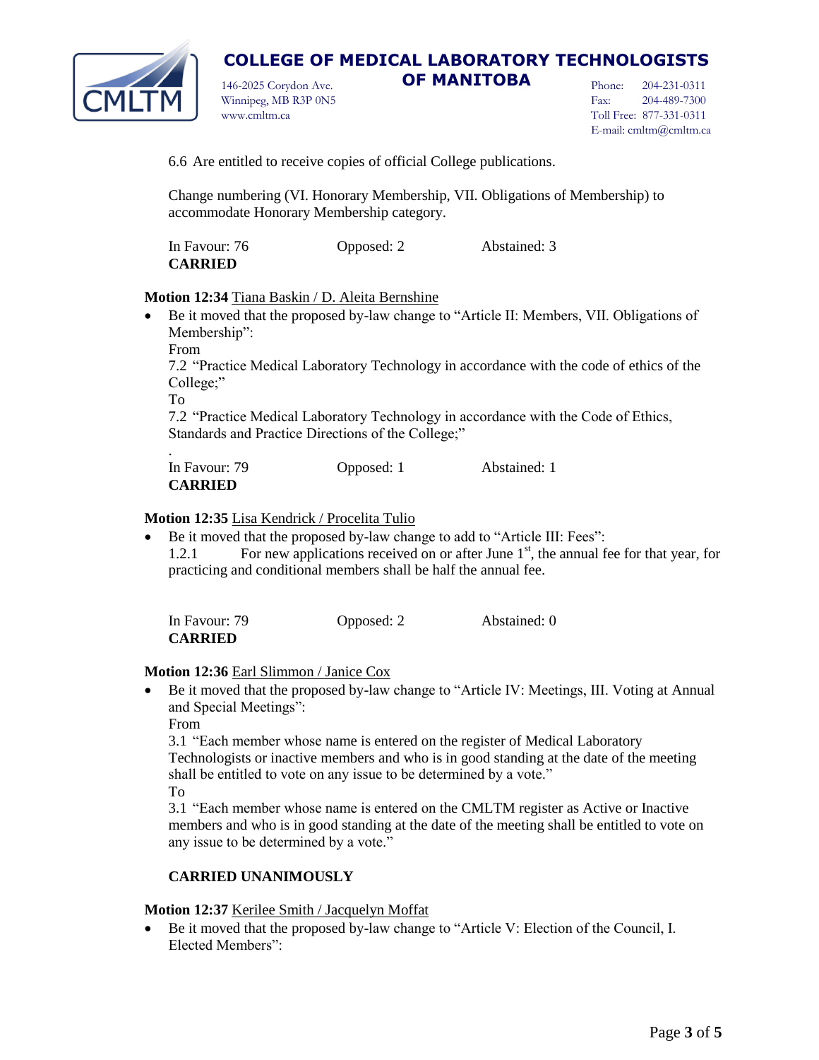6.6 Are entitled to receive copies of official College publications.

Change numbering (VI. Honorary Membership, VII. Obligations of Membership) to accommodate Honorary Membership category.

In Favour: 76 Opposed: 2 Abstained: 3
**CARRIED**

**Motion 12:34** Tiana Baskin / D. Aleita Bernshine

- Be it moved that the proposed by-law change to "Article II: Members, VII. Obligations of Membership":
  From
  7.2 "Practice Medical Laboratory Technology in accordance with the code of ethics of the College;"
  To
  7.2 "Practice Medical Laboratory Technology in accordance with the Code of Ethics, Standards and Practice Directions of the College;"

In Favour: 79 Opposed: 1 Abstained: 1
**CARRIED**

**Motion 12:35** Lisa Kendrick / Procelita Tulio

- Be it moved that the proposed by-law change to add to "Article III: Fees":
  1.2.1 For new applications received on or after June 1st, the annual fee for that year, for practicing and conditional members shall be half the annual fee.

In Favour: 79 Opposed: 2 Abstained: 0
**CARRIED**

**Motion 12:36** Earl Slimmon / Janice Cox

- Be it moved that the proposed by-law change to "Article IV: Meetings, III. Voting at Annual and Special Meetings":
  From
  3.1 "Each member whose name is entered on the register of Medical Laboratory Technologists or inactive members and who is in good standing at the date of the meeting shall be entitled to vote on any issue to be determined by a vote."
  To
  3.1 "Each member whose name is entered on the CMLTM register as Active or Inactive members and who is in good standing at the date of the meeting shall be entitled to vote on any issue to be determined by a vote."

**CARRIED UNANIMOUSLY**

**Motion 12:37** Kerilee Smith / Jacquelyn Moffat

- Be it moved that the proposed by-law change to "Article V: Election of the Council, I. Elected Members":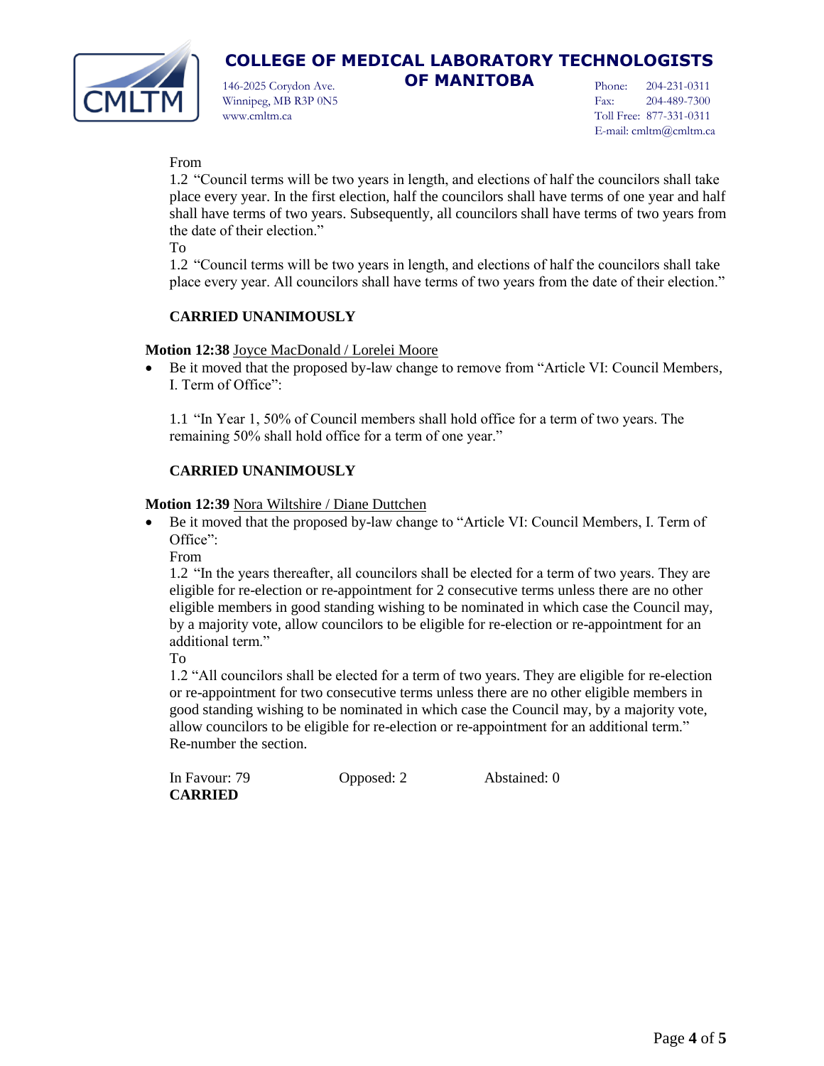From

1.2 "Council terms will be two years in length, and elections of half the councilors shall take place every year. In the first election, half the councilors shall have terms of one year and half shall have terms of two years. Subsequently, all councilors shall have terms of two years from the date of their election."

To

1.2 "Council terms will be two years in length, and elections of half the councilors shall take place every year. All councilors shall have terms of two years from the date of their election."

**CARRIED UNANIMOUSLY**

**Motion 12:38** Joyce MacDonald / Lorelei Moore

- Be it moved that the proposed by-law change to remove from "Article VI: Council Members, I. Term of Office":

  1.1 "In Year 1, 50% of Council members shall hold office for a term of two years. The remaining 50% shall hold office for a term of one year."

  **CARRIED UNANIMOUSLY**

**Motion 12:39** Nora Wiltshire / Diane Duttchen

- Be it moved that the proposed by-law change to "Article VI: Council Members, I. Term of Office":

  From

  1.2 "In the years thereafter, all councilors shall be elected for a term of two years. They are eligible for re-election or re-appointment for 2 consecutive terms unless there are no other eligible members in good standing wishing to be nominated in which case the Council may, by a majority vote, allow councilors to be eligible for re-election or re-appointment for an additional term."

  To

  1.2 "All councilors shall be elected for a term of two years. They are eligible for re-election or re-appointment for two consecutive terms unless there are no other eligible members in good standing wishing to be nominated in which case the Council may, by a majority vote, allow councilors to be eligible for re-election or re-appointment for an additional term."

  Re-number the section.

  In Favour: 79 Opposed: 2 Abstained: 0

  **CARRIED**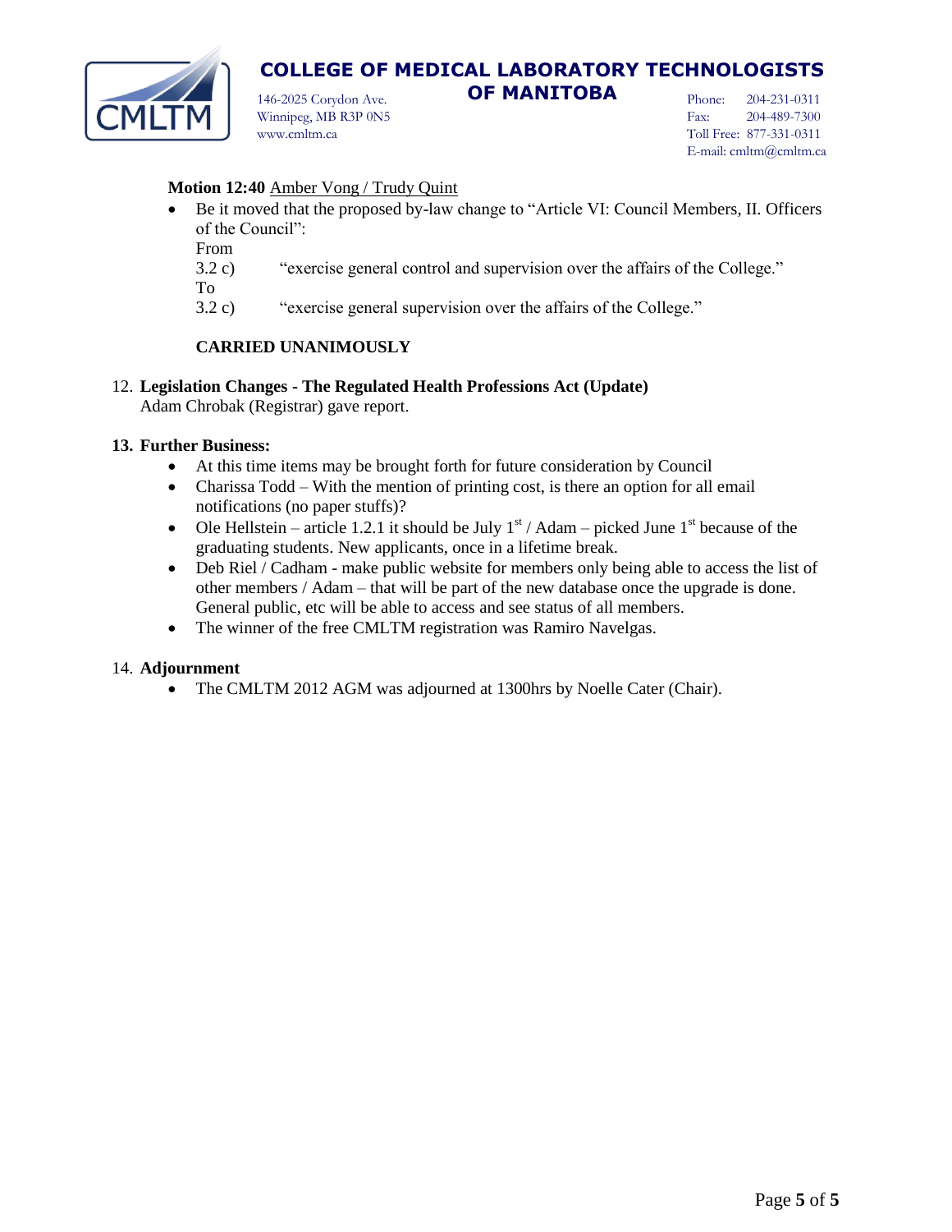**Motion 12:40** Amber Vong / Trudy Quint

- Be it moved that the proposed by-law change to "Article VI: Council Members, II. Officers of the Council":

  From

  3.2 c) "exercise general control and supervision over the affairs of the College."

  To

  3.2 c) "exercise general supervision over the affairs of the College."

  **CARRIED UNANIMOUSLY**

12. **Legislation Changes - The Regulated Health Professions Act (Update)**
    Adam Chrobak (Registrar) gave report.

13. **Further Business:**
    - At this time items may be brought forth for future consideration by Council
    - Charissa Todd – With the mention of printing cost, is there an option for all email notifications (no paper stuffs)?
    - Ole Hellstein – article 1.2.1 it should be July 1st / Adam – picked June 1st because of the graduating students. New applicants, once in a lifetime break.
    - Deb Riel / Cadham - make public website for members only being able to access the list of other members / Adam – that will be part of the new database once the upgrade is done. General public, etc will be able to access and see status of all members.
    - The winner of the free CMLTM registration was Ramiro Navelgas.

14. **Adjournment**
    - The CMLTM 2012 AGM was adjourned at 1300hrs by Noelle Cater (Chair).